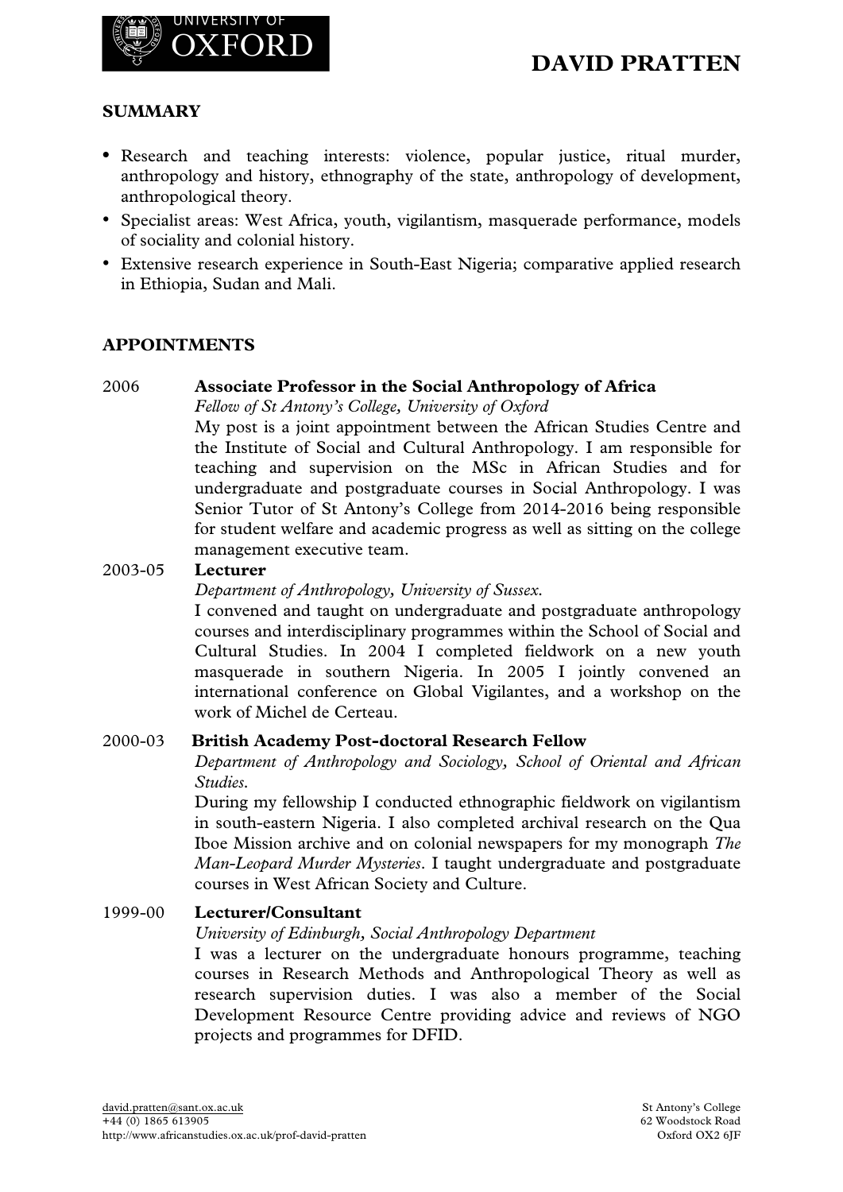# DAVID PRATTEN

## SUMMARY

- Research and teaching interests: violence, popular justice, ritual murder, anthropology and history, ethnography of the state, anthropology of development, anthropological theory.
- Specialist areas: West Africa, youth, vigilantism, masquerade performance, models of sociality and colonial history.
- Extensive research experience in South-East Nigeria; comparative applied research in Ethiopia, Sudan and Mali.

## APPOINTMENTS

2006 **Associate Professor in the Social Anthropology of Africa**
*Fellow of St Antony's College, University of Oxford*
My post is a joint appointment between the African Studies Centre and the Institute of Social and Cultural Anthropology. I am responsible for teaching and supervision on the MSc in African Studies and for undergraduate and postgraduate courses in Social Anthropology. I was Senior Tutor of St Antony's College from 2014-2016 being responsible for student welfare and academic progress as well as sitting on the college management executive team.

2003-05 **Lecturer**
*Department of Anthropology, University of Sussex.*
I convened and taught on undergraduate and postgraduate anthropology courses and interdisciplinary programmes within the School of Social and Cultural Studies. In 2004 I completed fieldwork on a new youth masquerade in southern Nigeria. In 2005 I jointly convened an international conference on Global Vigilantes, and a workshop on the work of Michel de Certeau.

2000-03 **British Academy Post-doctoral Research Fellow**
*Department of Anthropology and Sociology, School of Oriental and African Studies.*
During my fellowship I conducted ethnographic fieldwork on vigilantism in south-eastern Nigeria. I also completed archival research on the Qua Iboe Mission archive and on colonial newspapers for my monograph *The Man-Leopard Murder Mysteries*. I taught undergraduate and postgraduate courses in West African Society and Culture.

1999-00 **Lecturer/Consultant**
*University of Edinburgh, Social Anthropology Department*
I was a lecturer on the undergraduate honours programme, teaching courses in Research Methods and Anthropological Theory as well as research supervision duties. I was also a member of the Social Development Resource Centre providing advice and reviews of NGO projects and programmes for DFID.

david.pratten@sant.ox.ac.uk
+44 (0) 1865 613905
http://www.africanstudies.ox.ac.uk/prof-david-pratten

St Antony's College
62 Woodstock Road
Oxford OX2 6JF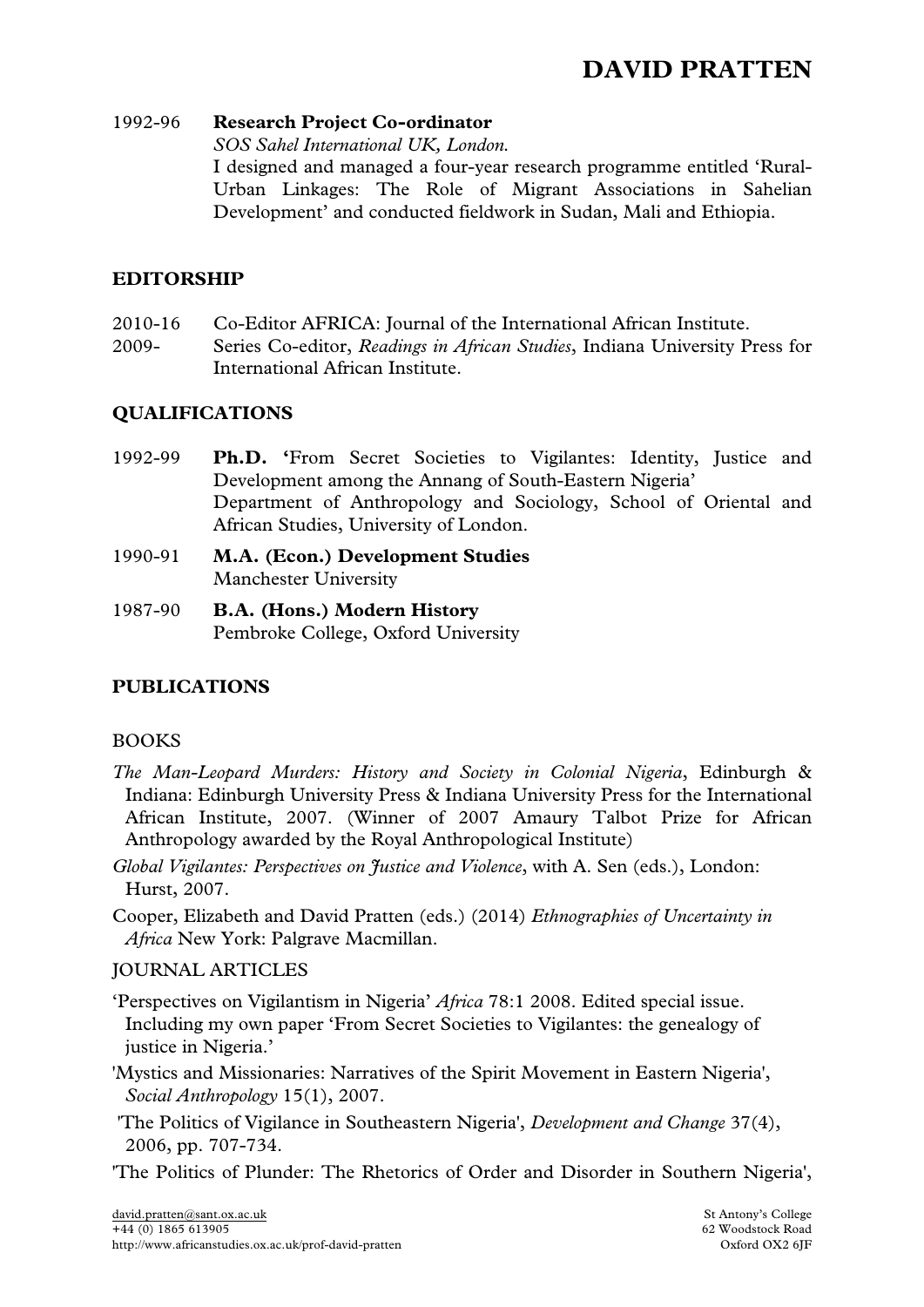1992-96 **Research Project Co-ordinator**
*SOS Sahel International UK, London.*
I designed and managed a four-year research programme entitled 'Rural-Urban Linkages: The Role of Migrant Associations in Sahelian Development' and conducted fieldwork in Sudan, Mali and Ethiopia.

## EDITORSHIP

2010-16 Co-Editor AFRICA: Journal of the International African Institute.
2009- Series Co-editor, *Readings in African Studies*, Indiana University Press for International African Institute.

## QUALIFICATIONS

1992-99 **Ph.D. '**From Secret Societies to Vigilantes: Identity, Justice and Development among the Annang of South-Eastern Nigeria'
Department of Anthropology and Sociology, School of Oriental and African Studies, University of London.

1990-91 **M.A. (Econ.) Development Studies**
Manchester University

1987-90 **B.A. (Hons.) Modern History**
Pembroke College, Oxford University

## PUBLICATIONS

### BOOKS

*The Man-Leopard Murders: History and Society in Colonial Nigeria*, Edinburgh & Indiana: Edinburgh University Press & Indiana University Press for the International African Institute, 2007. (Winner of 2007 Amaury Talbot Prize for African Anthropology awarded by the Royal Anthropological Institute)

*Global Vigilantes: Perspectives on Justice and Violence*, with A. Sen (eds.), London: Hurst, 2007.

Cooper, Elizabeth and David Pratten (eds.) (2014) *Ethnographies of Uncertainty in Africa* New York: Palgrave Macmillan.

### JOURNAL ARTICLES

'Perspectives on Vigilantism in Nigeria' *Africa* 78:1 2008. Edited special issue. Including my own paper 'From Secret Societies to Vigilantes: the genealogy of justice in Nigeria.'

'Mystics and Missionaries: Narratives of the Spirit Movement in Eastern Nigeria', *Social Anthropology* 15(1), 2007.

'The Politics of Vigilance in Southeastern Nigeria', *Development and Change* 37(4), 2006, pp. 707-734.

'The Politics of Plunder: The Rhetorics of Order and Disorder in Southern Nigeria',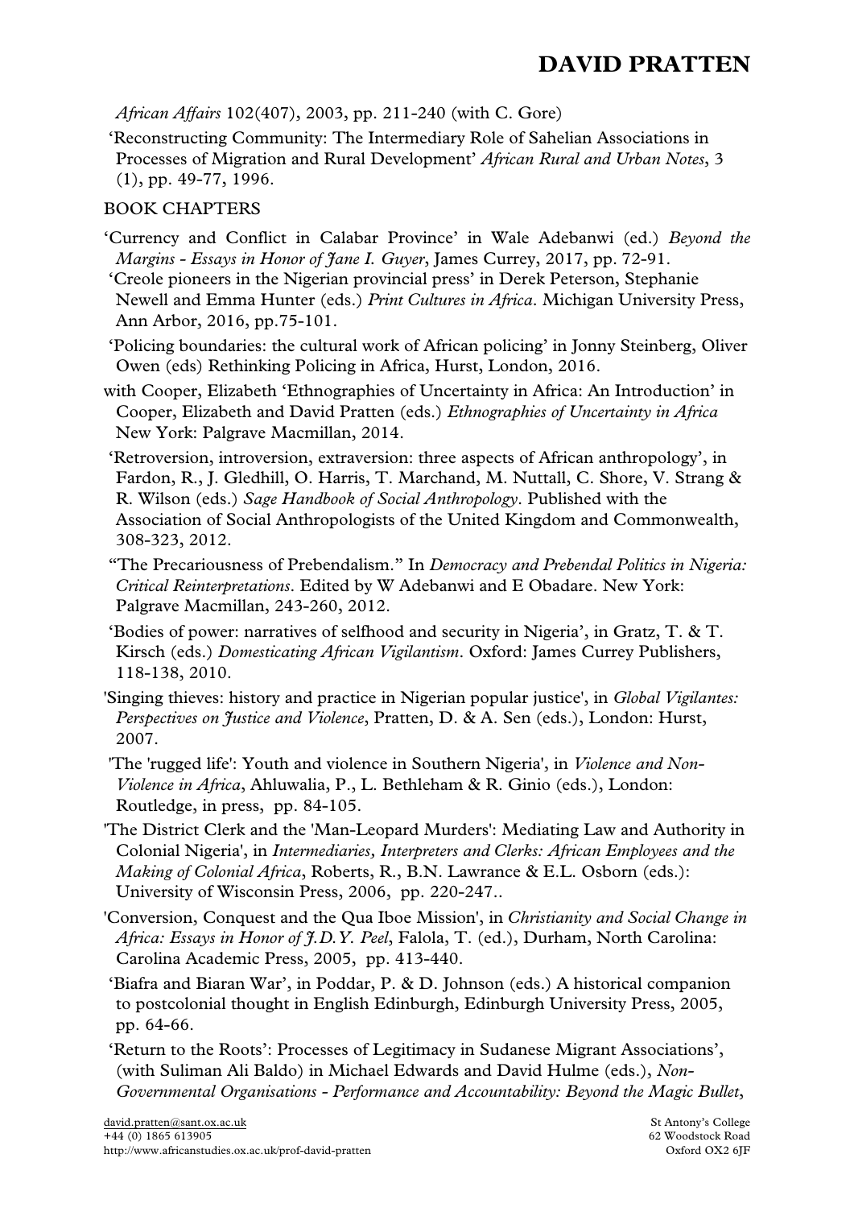*African Affairs* 102(407), 2003, pp. 211-240 (with C. Gore)

'Reconstructing Community: The Intermediary Role of Sahelian Associations in Processes of Migration and Rural Development' *African Rural and Urban Notes*, 3 (1), pp. 49-77, 1996.

BOOK CHAPTERS

'Currency and Conflict in Calabar Province' in Wale Adebanwi (ed.) *Beyond the Margins - Essays in Honor of Jane I. Guyer*, James Currey, 2017, pp. 72-91.

'Creole pioneers in the Nigerian provincial press' in Derek Peterson, Stephanie Newell and Emma Hunter (eds.) *Print Cultures in Africa*. Michigan University Press, Ann Arbor, 2016, pp.75-101.

'Policing boundaries: the cultural work of African policing' in Jonny Steinberg, Oliver Owen (eds) Rethinking Policing in Africa, Hurst, London, 2016.

with Cooper, Elizabeth 'Ethnographies of Uncertainty in Africa: An Introduction' in Cooper, Elizabeth and David Pratten (eds.) *Ethnographies of Uncertainty in Africa* New York: Palgrave Macmillan, 2014.

'Retroversion, introversion, extraversion: three aspects of African anthropology', in Fardon, R., J. Gledhill, O. Harris, T. Marchand, M. Nuttall, C. Shore, V. Strang & R. Wilson (eds.) *Sage Handbook of Social Anthropology*. Published with the Association of Social Anthropologists of the United Kingdom and Commonwealth, 308-323, 2012.

"The Precariousness of Prebendalism." In *Democracy and Prebendal Politics in Nigeria: Critical Reinterpretations*. Edited by W Adebanwi and E Obadare. New York: Palgrave Macmillan, 243-260, 2012.

'Bodies of power: narratives of selfhood and security in Nigeria', in Gratz, T. & T. Kirsch (eds.) *Domesticating African Vigilantism*. Oxford: James Currey Publishers, 118-138, 2010.

'Singing thieves: history and practice in Nigerian popular justice', in *Global Vigilantes: Perspectives on Justice and Violence*, Pratten, D. & A. Sen (eds.), London: Hurst, 2007.

'The 'rugged life': Youth and violence in Southern Nigeria', in *Violence and Non-Violence in Africa*, Ahluwalia, P., L. Bethleham & R. Ginio (eds.), London: Routledge, in press, pp. 84-105.

'The District Clerk and the 'Man-Leopard Murders': Mediating Law and Authority in Colonial Nigeria', in *Intermediaries, Interpreters and Clerks: African Employees and the Making of Colonial Africa*, Roberts, R., B.N. Lawrance & E.L. Osborn (eds.): University of Wisconsin Press, 2006, pp. 220-247..

'Conversion, Conquest and the Qua Iboe Mission', in *Christianity and Social Change in Africa: Essays in Honor of J.D.Y. Peel*, Falola, T. (ed.), Durham, North Carolina: Carolina Academic Press, 2005, pp. 413-440.

'Biafra and Biaran War', in Poddar, P. & D. Johnson (eds.) A historical companion to postcolonial thought in English Edinburgh, Edinburgh University Press, 2005, pp. 64-66.

'Return to the Roots': Processes of Legitimacy in Sudanese Migrant Associations', (with Suliman Ali Baldo) in Michael Edwards and David Hulme (eds.), *Non-Governmental Organisations - Performance and Accountability: Beyond the Magic Bullet*,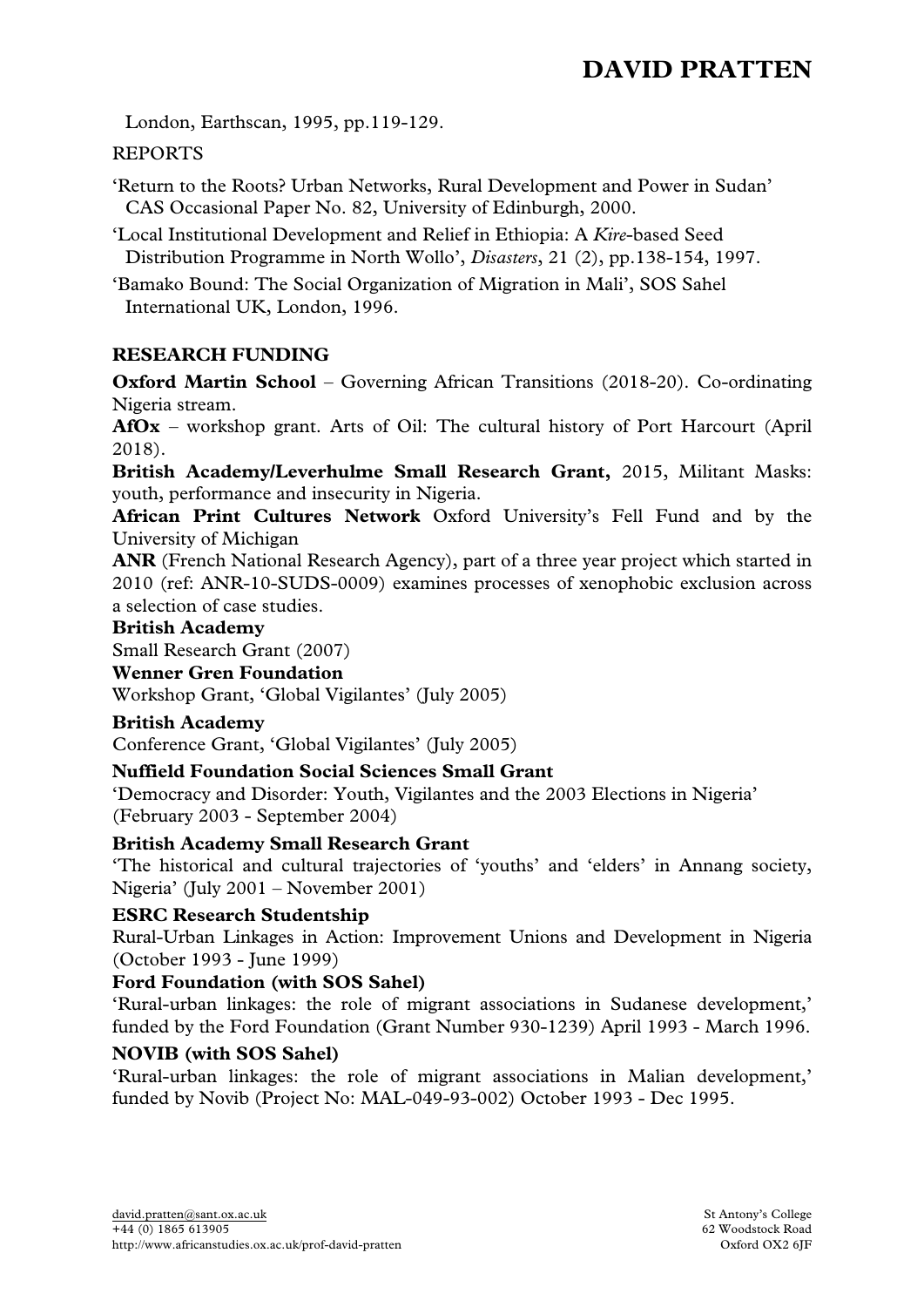London, Earthscan, 1995, pp.119-129.

REPORTS

'Return to the Roots? Urban Networks, Rural Development and Power in Sudan' CAS Occasional Paper No. 82, University of Edinburgh, 2000.

'Local Institutional Development and Relief in Ethiopia: A *Kire*-based Seed Distribution Programme in North Wollo', *Disasters*, 21 (2), pp.138-154, 1997.

'Bamako Bound: The Social Organization of Migration in Mali', SOS Sahel International UK, London, 1996.

## RESEARCH FUNDING

**Oxford Martin School** – Governing African Transitions (2018-20). Co-ordinating Nigeria stream.

**AfOx** – workshop grant. Arts of Oil: The cultural history of Port Harcourt (April 2018).

**British Academy/Leverhulme Small Research Grant,** 2015, Militant Masks: youth, performance and insecurity in Nigeria.

**African Print Cultures Network** Oxford University's Fell Fund and by the University of Michigan

**ANR** (French National Research Agency), part of a three year project which started in 2010 (ref: ANR-10-SUDS-0009) examines processes of xenophobic exclusion across a selection of case studies.

**British Academy**
Small Research Grant (2007)

**Wenner Gren Foundation**
Workshop Grant, 'Global Vigilantes' (July 2005)

**British Academy**
Conference Grant, 'Global Vigilantes' (July 2005)

**Nuffield Foundation Social Sciences Small Grant**
'Democracy and Disorder: Youth, Vigilantes and the 2003 Elections in Nigeria' (February 2003 - September 2004)

**British Academy Small Research Grant**
'The historical and cultural trajectories of 'youths' and 'elders' in Annang society, Nigeria' (July 2001 – November 2001)

**ESRC Research Studentship**
Rural-Urban Linkages in Action: Improvement Unions and Development in Nigeria (October 1993 - June 1999)

**Ford Foundation (with SOS Sahel)**
'Rural-urban linkages: the role of migrant associations in Sudanese development,' funded by the Ford Foundation (Grant Number 930-1239) April 1993 - March 1996.

**NOVIB (with SOS Sahel)**
'Rural-urban linkages: the role of migrant associations in Malian development,' funded by Novib (Project No: MAL-049-93-002) October 1993 - Dec 1995.